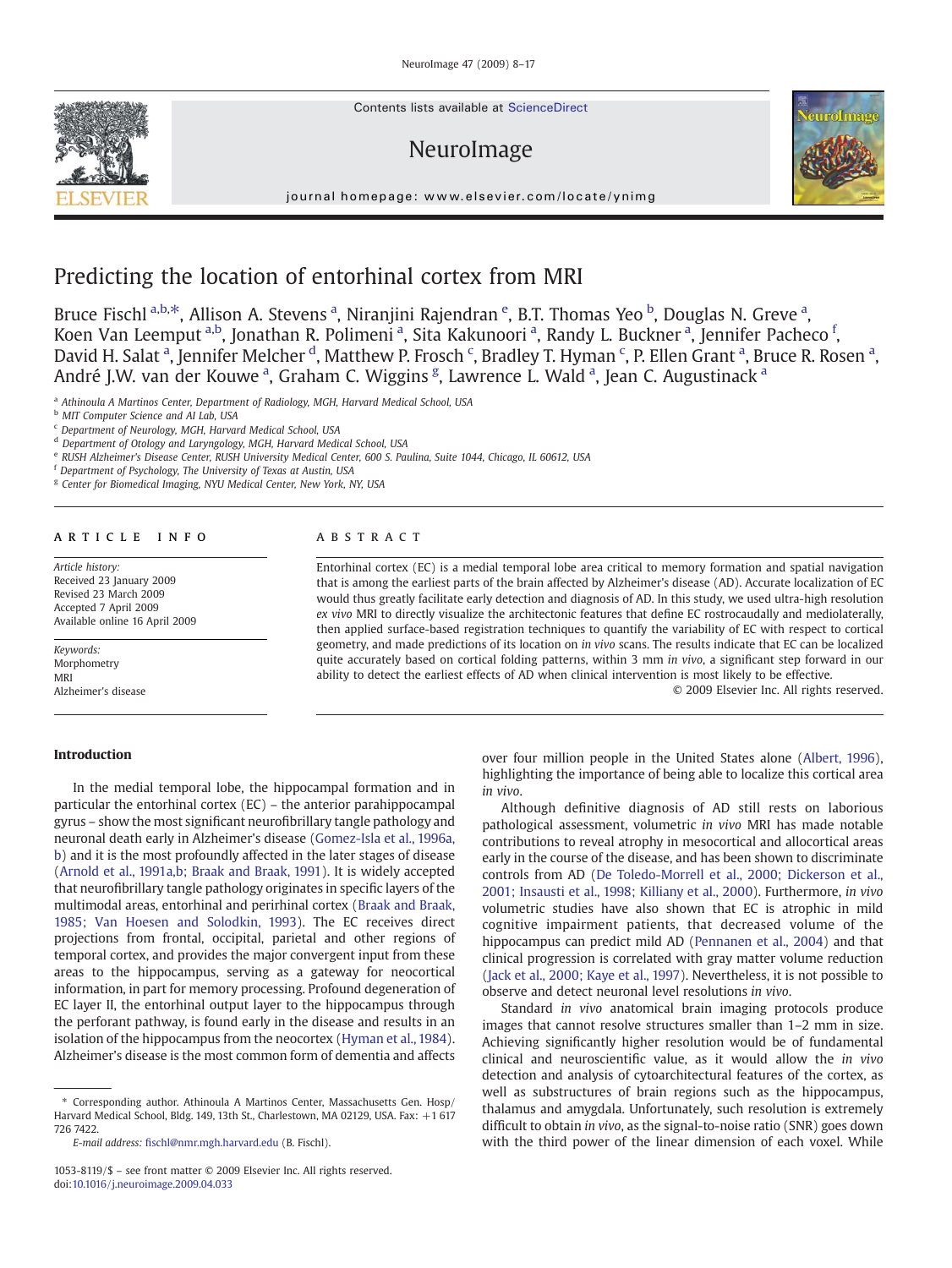# Predicting the location of entorhinal cortex from MRI

Bruce Fischl [a,b,*], Allison A. Stevens [a], Niranjini Rajendran [e], B.T. Thomas Yeo [b], Douglas N. Greve [a], Koen Van Leemput [a,b], Jonathan R. Polimeni [a], Sita Kakunoori [a], Randy L. Buckner [a], Jennifer Pacheco [f], David H. Salat [a], Jennifer Melcher [d], Matthew P. Frosch [c], Bradley T. Hyman [c], P. Ellen Grant [a], Bruce R. Rosen [a], André J.W. van der Kouwe [a], Graham C. Wiggins [g], Lawrence L. Wald [a], Jean C. Augustinack [a]

[a] Athinoula A Martinos Center, Department of Radiology, MGH, Harvard Medical School, USA
[b] MIT Computer Science and AI Lab, USA
[c] Department of Neurology, MGH, Harvard Medical School, USA
[d] Department of Otology and Laryngology, MGH, Harvard Medical School, USA
[e] RUSH Alzheimer's Disease Center, RUSH University Medical Center, 600 S. Paulina, Suite 1044, Chicago, IL 60612, USA
[f] Department of Psychology, The University of Texas at Austin, USA
[g] Center for Biomedical Imaging, NYU Medical Center, New York, NY, USA

## ARTICLE INFO

*Article history:*
Received 23 January 2009
Revised 23 March 2009
Accepted 7 April 2009
Available online 16 April 2009

*Keywords:*
Morphometry
MRI
Alzheimer's disease

## ABSTRACT

Entorhinal cortex (EC) is a medial temporal lobe area critical to memory formation and spatial navigation that is among the earliest parts of the brain affected by Alzheimer's disease (AD). Accurate localization of EC would thus greatly facilitate early detection and diagnosis of AD. In this study, we used ultra-high resolution *ex vivo* MRI to directly visualize the architectonic features that define EC rostrocaudally and mediolaterally, then applied surface-based registration techniques to quantify the variability of EC with respect to cortical geometry, and made predictions of its location on *in vivo* scans. The results indicate that EC can be localized quite accurately based on cortical folding patterns, within 3 mm *in vivo*, a significant step forward in our ability to detect the earliest effects of AD when clinical intervention is most likely to be effective.

© 2009 Elsevier Inc. All rights reserved.

## Introduction

In the medial temporal lobe, the hippocampal formation and in particular the entorhinal cortex (EC) – the anterior parahippocampal gyrus – show the most significant neurofibrillary tangle pathology and neuronal death early in Alzheimer's disease (Gomez-Isla et al., 1996a,b) and it is the most profoundly affected in the later stages of disease (Arnold et al., 1991a,b; Braak and Braak, 1991). It is widely accepted that neurofibrillary tangle pathology originates in specific layers of the multimodal areas, entorhinal and perirhinal cortex (Braak and Braak, 1985; Van Hoesen and Solodkin, 1993). The EC receives direct projections from frontal, occipital, parietal and other regions of temporal cortex, and provides the major convergent input from these areas to the hippocampus, serving as a gateway for neocortical information, in part for memory processing. Profound degeneration of EC layer II, the entorhinal output layer to the hippocampus through the perforant pathway, is found early in the disease and results in an isolation of the hippocampus from the neocortex (Hyman et al., 1984). Alzheimer's disease is the most common form of dementia and affects over four million people in the United States alone (Albert, 1996), highlighting the importance of being able to localize this cortical area *in vivo*.

Although definitive diagnosis of AD still rests on laborious pathological assessment, volumetric *in vivo* MRI has made notable contributions to reveal atrophy in mesocortical and allocortical areas early in the course of the disease, and has been shown to discriminate controls from AD (De Toledo-Morrell et al., 2000; Dickerson et al., 2001; Insausti et al., 1998; Killiany et al., 2000). Furthermore, *in vivo* volumetric studies have also shown that EC is atrophic in mild cognitive impairment patients, that decreased volume of the hippocampus can predict mild AD (Pennanen et al., 2004) and that clinical progression is correlated with gray matter volume reduction (Jack et al., 2000; Kaye et al., 1997). Nevertheless, it is not possible to observe and detect neuronal level resolutions *in vivo*.

Standard *in vivo* anatomical brain imaging protocols produce images that cannot resolve structures smaller than 1–2 mm in size. Achieving significantly higher resolution would be of fundamental clinical and neuroscientific value, as it would allow the *in vivo* detection and analysis of cytoarchitectural features of the cortex, as well as substructures of brain regions such as the hippocampus, thalamus and amygdala. Unfortunately, such resolution is extremely difficult to obtain *in vivo*, as the signal-to-noise ratio (SNR) goes down with the third power of the linear dimension of each voxel. While

* Corresponding author. Athinoula A Martinos Center, Massachusetts Gen. Hosp/Harvard Medical School, Bldg. 149, 13th St., Charlestown, MA 02129, USA. Fax: +1 617 726 7422.
*E-mail address:* fischl@nmr.mgh.harvard.edu (B. Fischl).

1053-8119/$ – see front matter © 2009 Elsevier Inc. All rights reserved.
doi:10.1016/j.neuroimage.2009.04.033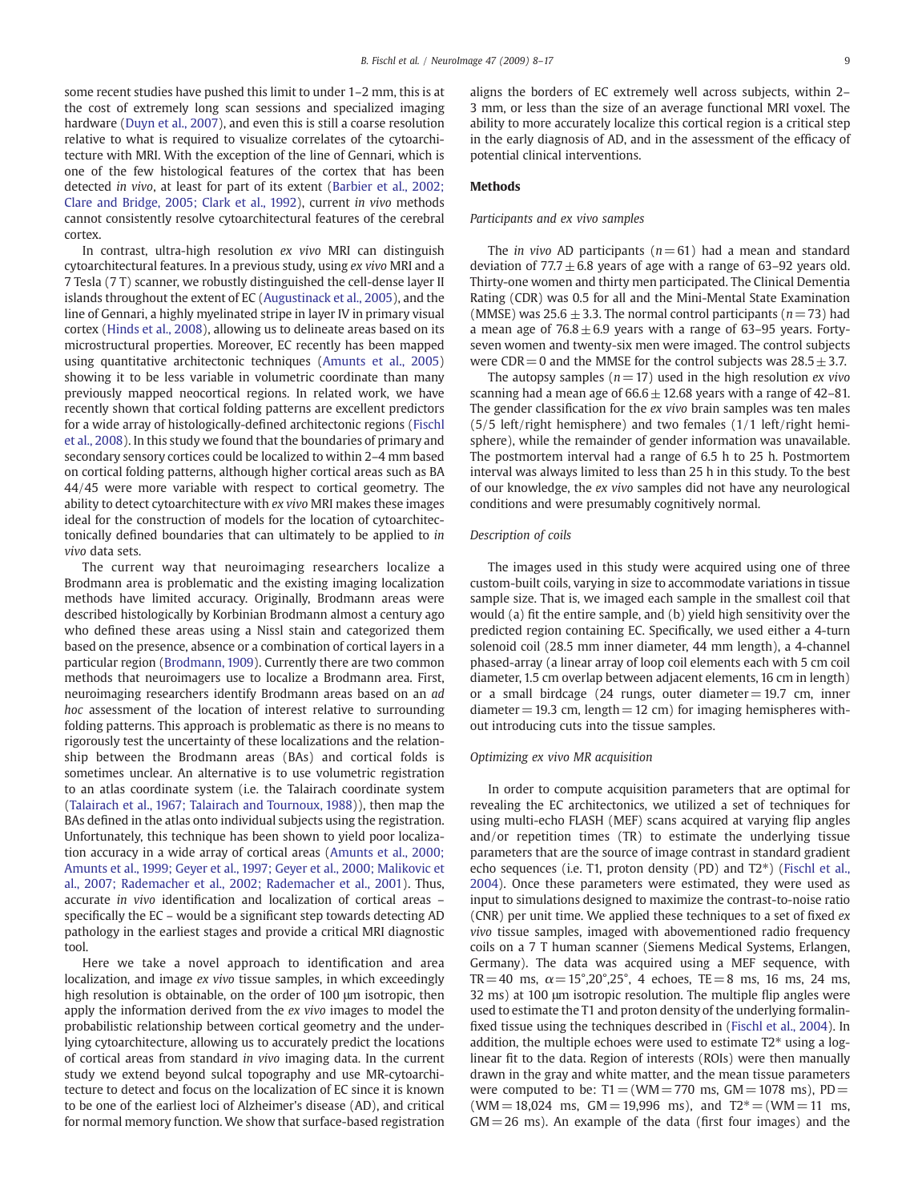some recent studies have pushed this limit to under 1–2 mm, this is at the cost of extremely long scan sessions and specialized imaging hardware (Duyn et al., 2007), and even this is still a coarse resolution relative to what is required to visualize correlates of the cytoarchitecture with MRI. With the exception of the line of Gennari, which is one of the few histological features of the cortex that has been detected *in vivo*, at least for part of its extent (Barbier et al., 2002; Clare and Bridge, 2005; Clark et al., 1992), current *in vivo* methods cannot consistently resolve cytoarchitectural features of the cerebral cortex.

In contrast, ultra-high resolution *ex vivo* MRI can distinguish cytoarchitectural features. In a previous study, using *ex vivo* MRI and a 7 Tesla (7 T) scanner, we robustly distinguished the cell-dense layer II islands throughout the extent of EC (Augustinack et al., 2005), and the line of Gennari, a highly myelinated stripe in layer IV in primary visual cortex (Hinds et al., 2008), allowing us to delineate areas based on its microstructural properties. Moreover, EC recently has been mapped using quantitative architectonic techniques (Amunts et al., 2005) showing it to be less variable in volumetric coordinate than many previously mapped neocortical regions. In related work, we have recently shown that cortical folding patterns are excellent predictors for a wide array of histologically-defined architectonic regions (Fischl et al., 2008). In this study we found that the boundaries of primary and secondary sensory cortices could be localized to within 2–4 mm based on cortical folding patterns, although higher cortical areas such as BA 44/45 were more variable with respect to cortical geometry. The ability to detect cytoarchitecture with *ex vivo* MRI makes these images ideal for the construction of models for the location of cytoarchitectonically defined boundaries that can ultimately to be applied to *in vivo* data sets.

The current way that neuroimaging researchers localize a Brodmann area is problematic and the existing imaging localization methods have limited accuracy. Originally, Brodmann areas were described histologically by Korbinian Brodmann almost a century ago who defined these areas using a Nissl stain and categorized them based on the presence, absence or a combination of cortical layers in a particular region (Brodmann, 1909). Currently there are two common methods that neuroimagers use to localize a Brodmann area. First, neuroimaging researchers identify Brodmann areas based on an *ad hoc* assessment of the location of interest relative to surrounding folding patterns. This approach is problematic as there is no means to rigorously test the uncertainty of these localizations and the relationship between the Brodmann areas (BAs) and cortical folds is sometimes unclear. An alternative is to use volumetric registration to an atlas coordinate system (i.e. the Talairach coordinate system (Talairach et al., 1967; Talairach and Tournoux, 1988)), then map the BAs defined in the atlas onto individual subjects using the registration. Unfortunately, this technique has been shown to yield poor localization accuracy in a wide array of cortical areas (Amunts et al., 2000; Amunts et al., 1999; Geyer et al., 1997; Geyer et al., 2000; Malikovic et al., 2007; Rademacher et al., 2002; Rademacher et al., 2001). Thus, accurate *in vivo* identification and localization of cortical areas – specifically the EC – would be a significant step towards detecting AD pathology in the earliest stages and provide a critical MRI diagnostic tool.

Here we take a novel approach to identification and area localization, and image *ex vivo* tissue samples, in which exceedingly high resolution is obtainable, on the order of 100 μm isotropic, then apply the information derived from the *ex vivo* images to model the probabilistic relationship between cortical geometry and the underlying cytoarchitecture, allowing us to accurately predict the locations of cortical areas from standard *in vivo* imaging data. In the current study we extend beyond sulcal topography and use MR-cytoarchitecture to detect and focus on the localization of EC since it is known to be one of the earliest loci of Alzheimer's disease (AD), and critical for normal memory function. We show that surface-based registration aligns the borders of EC extremely well across subjects, within 2–3 mm, or less than the size of an average functional MRI voxel. The ability to more accurately localize this cortical region is a critical step in the early diagnosis of AD, and in the assessment of the efficacy of potential clinical interventions.

## Methods

### Participants and ex vivo samples

The *in vivo* AD participants ($n=61$) had a mean and standard deviation of $77.7\pm6.8$ years of age with a range of 63–92 years old. Thirty-one women and thirty men participated. The Clinical Dementia Rating (CDR) was 0.5 for all and the Mini-Mental State Examination (MMSE) was $25.6\pm3.3$. The normal control participants ($n=73$) had a mean age of $76.8\pm6.9$ years with a range of 63–95 years. Forty-seven women and twenty-six men were imaged. The control subjects were CDR = 0 and the MMSE for the control subjects was $28.5\pm3.7$.

The autopsy samples ($n=17$) used in the high resolution *ex vivo* scanning had a mean age of $66.6\pm12.68$ years with a range of 42–81. The gender classification for the *ex vivo* brain samples was ten males (5/5 left/right hemisphere) and two females (1/1 left/right hemisphere), while the remainder of gender information was unavailable. The postmortem interval had a range of 6.5 h to 25 h. Postmortem interval was always limited to less than 25 h in this study. To the best of our knowledge, the *ex vivo* samples did not have any neurological conditions and were presumably cognitively normal.

### Description of coils

The images used in this study were acquired using one of three custom-built coils, varying in size to accommodate variations in tissue sample size. That is, we imaged each sample in the smallest coil that would (a) fit the entire sample, and (b) yield high sensitivity over the predicted region containing EC. Specifically, we used either a 4-turn solenoid coil (28.5 mm inner diameter, 44 mm length), a 4-channel phased-array (a linear array of loop coil elements each with 5 cm coil diameter, 1.5 cm overlap between adjacent elements, 16 cm in length) or a small birdcage (24 rungs, outer diameter = 19.7 cm, inner diameter = 19.3 cm, length = 12 cm) for imaging hemispheres without introducing cuts into the tissue samples.

### Optimizing ex vivo MR acquisition

In order to compute acquisition parameters that are optimal for revealing the EC architectonics, we utilized a set of techniques for using multi-echo FLASH (MEF) scans acquired at varying flip angles and/or repetition times (TR) to estimate the underlying tissue parameters that are the source of image contrast in standard gradient echo sequences (i.e. T1, proton density (PD) and T2*) (Fischl et al., 2004). Once these parameters were estimated, they were used as input to simulations designed to maximize the contrast-to-noise ratio (CNR) per unit time. We applied these techniques to a set of fixed *ex vivo* tissue samples, imaged with abovementioned radio frequency coils on a 7 T human scanner (Siemens Medical Systems, Erlangen, Germany). The data was acquired using a MEF sequence, with TR = 40 ms, $\alpha=15°,20°,25°$, 4 echoes, TE = 8 ms, 16 ms, 24 ms, 32 ms) at 100 μm isotropic resolution. The multiple flip angles were used to estimate the T1 and proton density of the underlying formalin-fixed tissue using the techniques described in (Fischl et al., 2004). In addition, the multiple echoes were used to estimate T2* using a log-linear fit to the data. Region of interests (ROIs) were then manually drawn in the gray and white matter, and the mean tissue parameters were computed to be: T1 = (WM = 770 ms, GM = 1078 ms), PD = (WM = 18,024 ms, GM = 19,996 ms), and T2* = (WM = 11 ms, GM = 26 ms). An example of the data (first four images) and the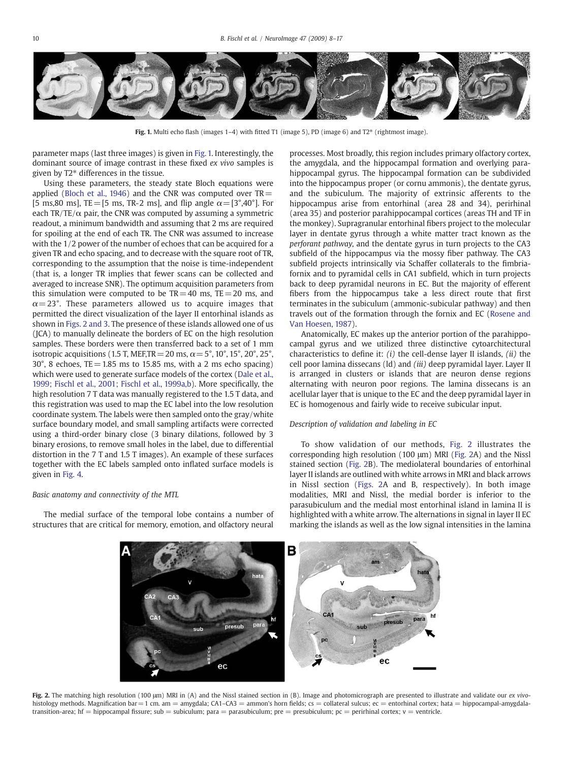Fig. 1. Multi echo flash (images 1–4) with fitted T1 (image 5), PD (image 6) and T2* (rightmost image).

parameter maps (last three images) is given in Fig. 1. Interestingly, the dominant source of image contrast in these fixed *ex vivo* samples is given by T2* differences in the tissue.

Using these parameters, the steady state Bloch equations were applied (Bloch et al., 1946) and the CNR was computed over TR = [5 ms,80 ms], TE = [5 ms, TR-2 ms], and flip angle $\alpha = [3°,40°]$. For each TR/TE/$\alpha$ pair, the CNR was computed by assuming a symmetric readout, a minimum bandwidth and assuming that 2 ms are required for spoiling at the end of each TR. The CNR was assumed to increase with the 1/2 power of the number of echoes that can be acquired for a given TR and echo spacing, and to decrease with the square root of TR, corresponding to the assumption that the noise is time-independent (that is, a longer TR implies that fewer scans can be collected and averaged to increase SNR). The optimum acquisition parameters from this simulation were computed to be TR = 40 ms, TE = 20 ms, and $\alpha = 23°$. These parameters allowed us to acquire images that permitted the direct visualization of the layer II entorhinal islands as shown in Figs. 2 and 3. The presence of these islands allowed one of us (JCA) to manually delineate the borders of EC on the high resolution samples. These borders were then transferred back to a set of 1 mm isotropic acquisitions (1.5 T, MEF,TR = 20 ms, $\alpha = 5°, 10°, 15°, 20°, 25°, 30°$, 8 echoes, TE = 1.85 ms to 15.85 ms, with a 2 ms echo spacing) which were used to generate surface models of the cortex (Dale et al., 1999; Fischl et al., 2001; Fischl et al., 1999a,b). More specifically, the high resolution 7 T data was manually registered to the 1.5 T data, and this registration was used to map the EC label into the low resolution coordinate system. The labels were then sampled onto the gray/white surface boundary model, and small sampling artifacts were corrected using a third-order binary close (3 binary dilations, followed by 3 binary erosions, to remove small holes in the label, due to differential distortion in the 7 T and 1.5 T images). An example of these surfaces together with the EC labels sampled onto inflated surface models is given in Fig. 4.

### Basic anatomy and connectivity of the MTL

The medial surface of the temporal lobe contains a number of structures that are critical for memory, emotion, and olfactory neural processes. Most broadly, this region includes primary olfactory cortex, the amygdala, and the hippocampal formation and overlying parahippocampal gyrus. The hippocampal formation can be subdivided into the hippocampus proper (or cornu ammonis), the dentate gyrus, and the subiculum. The majority of extrinsic afferents to the hippocampus arise from entorhinal (area 28 and 34), perirhinal (area 35) and posterior parahippocampal cortices (areas TH and TF in the monkey). Supragranular entorhinal fibers project to the molecular layer in dentate gyrus through a white matter tract known as the *perforant pathway*, and the dentate gyrus in turn projects to the CA3 subfield of the hippocampus via the mossy fiber pathway. The CA3 subfield projects intrinsically via Schaffer collaterals to the fimbria-fornix and to pyramidal cells in CA1 subfield, which in turn projects back to deep pyramidal neurons in EC. But the majority of efferent fibers from the hippocampus take a less direct route that first terminates in the subiculum (ammonic-subicular pathway) and then travels out of the formation through the fornix and EC (Rosene and Van Hoesen, 1987).

Anatomically, EC makes up the anterior portion of the parahippocampal gyrus and we utilized three distinctive cytoarchitectural characteristics to define it: *(i)* the cell-dense layer II islands, *(ii)* the cell poor lamina dissecans (ld) and *(iii)* deep pyramidal layer. Layer II is arranged in clusters or islands that are neuron dense regions alternating with neuron poor regions. The lamina dissecans is an acellular layer that is unique to the EC and the deep pyramidal layer in EC is homogenous and fairly wide to receive subicular input.

### Description of validation and labeling in EC

To show validation of our methods, Fig. 2 illustrates the corresponding high resolution (100 μm) MRI (Fig. 2A) and the Nissl stained section (Fig. 2B). The mediolateral boundaries of entorhinal layer II islands are outlined with white arrows in MRI and black arrows in Nissl section (Figs. 2A and B, respectively). In both image modalities, MRI and Nissl, the medial border is inferior to the parasubiculum and the medial most entorhinal island in lamina II is highlighted with a white arrow. The alternations in signal in layer II EC marking the islands as well as the low signal intensities in the lamina

Fig. 2. The matching high resolution (100 μm) MRI in (A) and the Nissl stained section in (B). Image and photomicrograph are presented to illustrate and validate our *ex vivo*-histology methods. Magnification bar = 1 cm. am = amygdala; CA1–CA3 = ammon's horn fields; cs = collateral sulcus; ec = entorhinal cortex; hata = hippocampal-amygdala-transition-area; hf = hippocampal fissure; sub = subiculum; para = parasubiculum; pre = presubiculum; pc = perirhinal cortex; v = ventricle.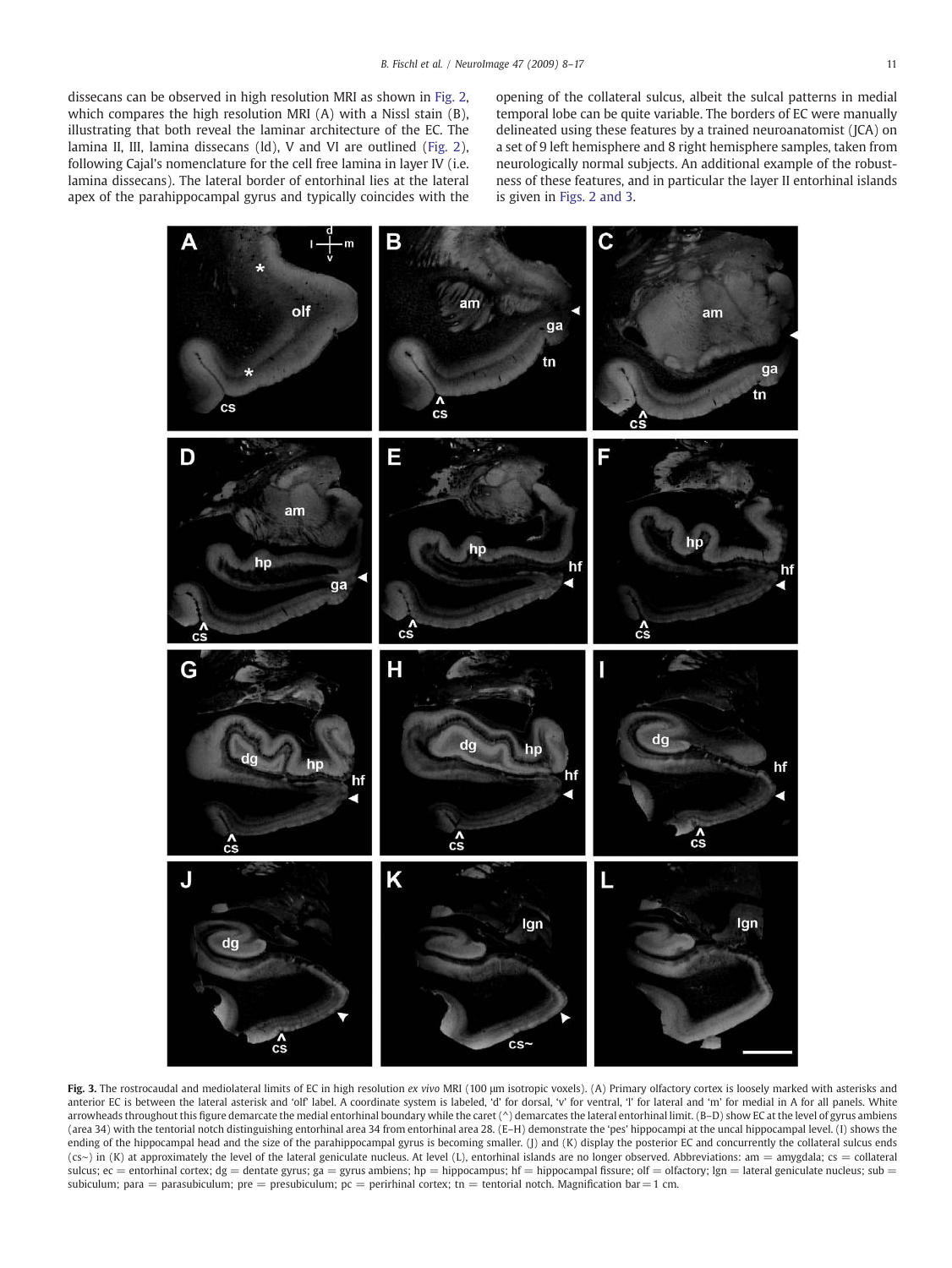dissecans can be observed in high resolution MRI as shown in Fig. 2, which compares the high resolution MRI (A) with a Nissl stain (B), illustrating that both reveal the laminar architecture of the EC. The lamina II, III, lamina dissecans (ld), V and VI are outlined (Fig. 2), following Cajal's nomenclature for the cell free lamina in layer IV (i.e. lamina dissecans). The lateral border of entorhinal lies at the lateral apex of the parahippocampal gyrus and typically coincides with the opening of the collateral sulcus, albeit the sulcal patterns in medial temporal lobe can be quite variable. The borders of EC were manually delineated using these features by a trained neuroanatomist (JCA) on a set of 9 left hemisphere and 8 right hemisphere samples, taken from neurologically normal subjects. An additional example of the robustness of these features, and in particular the layer II entorhinal islands is given in Figs. 2 and 3.

**Fig. 3.** The rostrocaudal and mediolateral limits of EC in high resolution *ex vivo* MRI (100 μm isotropic voxels). (A) Primary olfactory cortex is loosely marked with asterisks and anterior EC is between the lateral asterisk and 'olf' label. A coordinate system is labeled, 'd' for dorsal, 'v' for ventral, 'l' for lateral and 'm' for medial in A for all panels. White arrowheads throughout this figure demarcate the medial entorhinal boundary while the caret (^) demarcates the lateral entorhinal limit. (B–D) show EC at the level of gyrus ambiens (area 34) with the tentorial notch distinguishing entorhinal area 34 from entorhinal area 28. (E–H) demonstrate the 'pes' hippocampi at the uncal hippocampal level. (I) shows the ending of the hippocampal head and the size of the parahippocampal gyrus is becoming smaller. (J) and (K) display the posterior EC and concurrently the collateral sulcus ends (cs~) in (K) at approximately the level of the lateral geniculate nucleus. At level (L), entorhinal islands are no longer observed. Abbreviations: am = amygdala; cs = collateral sulcus; ec = entorhinal cortex; dg = dentate gyrus; ga = gyrus ambiens; hp = hippocampus; hf = hippocampal fissure; olf = olfactory; lgn = lateral geniculate nucleus; sub = subiculum; para = parasubiculum; pre = presubiculum; pc = perirhinal cortex; tn = tentorial notch. Magnification bar = 1 cm.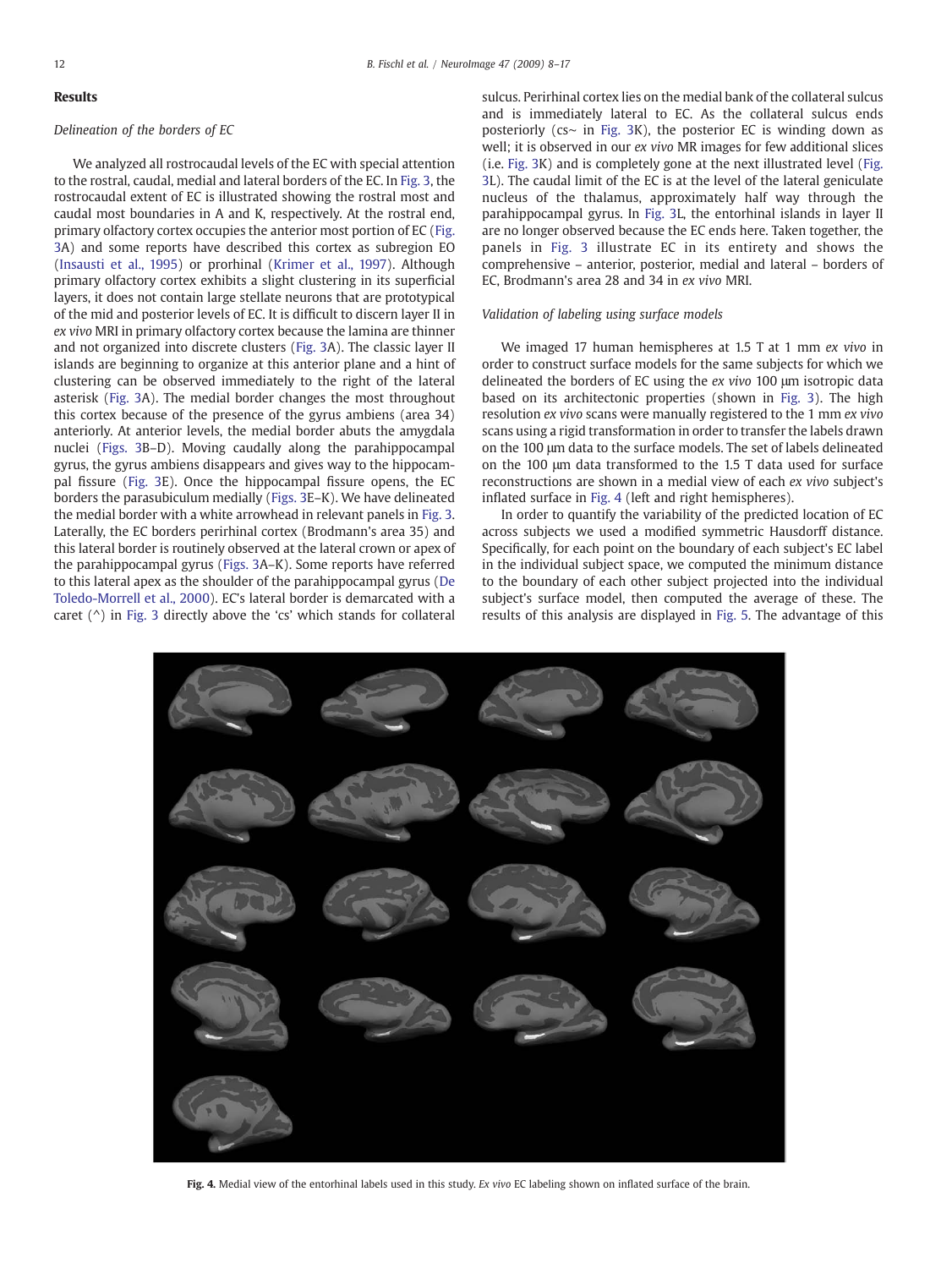## Results

### *Delineation of the borders of EC*

We analyzed all rostrocaudal levels of the EC with special attention to the rostral, caudal, medial and lateral borders of the EC. In Fig. 3, the rostrocaudal extent of EC is illustrated showing the rostral most and caudal most boundaries in A and K, respectively. At the rostral end, primary olfactory cortex occupies the anterior most portion of EC (Fig. 3A) and some reports have described this cortex as subregion EO (Insausti et al., 1995) or prorhinal (Krimer et al., 1997). Although primary olfactory cortex exhibits a slight clustering in its superficial layers, it does not contain large stellate neurons that are prototypical of the mid and posterior levels of EC. It is difficult to discern layer II in *ex vivo* MRI in primary olfactory cortex because the lamina are thinner and not organized into discrete clusters (Fig. 3A). The classic layer II islands are beginning to organize at this anterior plane and a hint of clustering can be observed immediately to the right of the lateral asterisk (Fig. 3A). The medial border changes the most throughout this cortex because of the presence of the gyrus ambiens (area 34) anteriorly. At anterior levels, the medial border abuts the amygdala nuclei (Figs. 3B–D). Moving caudally along the parahippocampal gyrus, the gyrus ambiens disappears and gives way to the hippocampal fissure (Fig. 3E). Once the hippocampal fissure opens, the EC borders the parasubiculum medially (Figs. 3E–K). We have delineated the medial border with a white arrowhead in relevant panels in Fig. 3. Laterally, the EC borders perirhinal cortex (Brodmann's area 35) and this lateral border is routinely observed at the lateral crown or apex of the parahippocampal gyrus (Figs. 3A–K). Some reports have referred to this lateral apex as the shoulder of the parahippocampal gyrus (De Toledo-Morrell et al., 2000). EC's lateral border is demarcated with a caret (^) in Fig. 3 directly above the 'cs' which stands for collateral sulcus. Perirhinal cortex lies on the medial bank of the collateral sulcus and is immediately lateral to EC. As the collateral sulcus ends posteriorly (cs~ in Fig. 3K), the posterior EC is winding down as well; it is observed in our *ex vivo* MR images for few additional slices (i.e. Fig. 3K) and is completely gone at the next illustrated level (Fig. 3L). The caudal limit of the EC is at the level of the lateral geniculate nucleus of the thalamus, approximately half way through the parahippocampal gyrus. In Fig. 3L, the entorhinal islands in layer II are no longer observed because the EC ends here. Taken together, the panels in Fig. 3 illustrate EC in its entirety and shows the comprehensive – anterior, posterior, medial and lateral – borders of EC, Brodmann's area 28 and 34 in *ex vivo* MRI.

### *Validation of labeling using surface models*

We imaged 17 human hemispheres at 1.5 T at 1 mm *ex vivo* in order to construct surface models for the same subjects for which we delineated the borders of EC using the *ex vivo* 100 µm isotropic data based on its architectonic properties (shown in Fig. 3). The high resolution *ex vivo* scans were manually registered to the 1 mm *ex vivo* scans using a rigid transformation in order to transfer the labels drawn on the 100 µm data to the surface models. The set of labels delineated on the 100 µm data transformed to the 1.5 T data used for surface reconstructions are shown in a medial view of each *ex vivo* subject's inflated surface in Fig. 4 (left and right hemispheres).

In order to quantify the variability of the predicted location of EC across subjects we used a modified symmetric Hausdorff distance. Specifically, for each point on the boundary of each subject's EC label in the individual subject space, we computed the minimum distance to the boundary of each other subject projected into the individual subject's surface model, then computed the average of these. The results of this analysis are displayed in Fig. 5. The advantage of this

**Fig. 4.** Medial view of the entorhinal labels used in this study. *Ex vivo* EC labeling shown on inflated surface of the brain.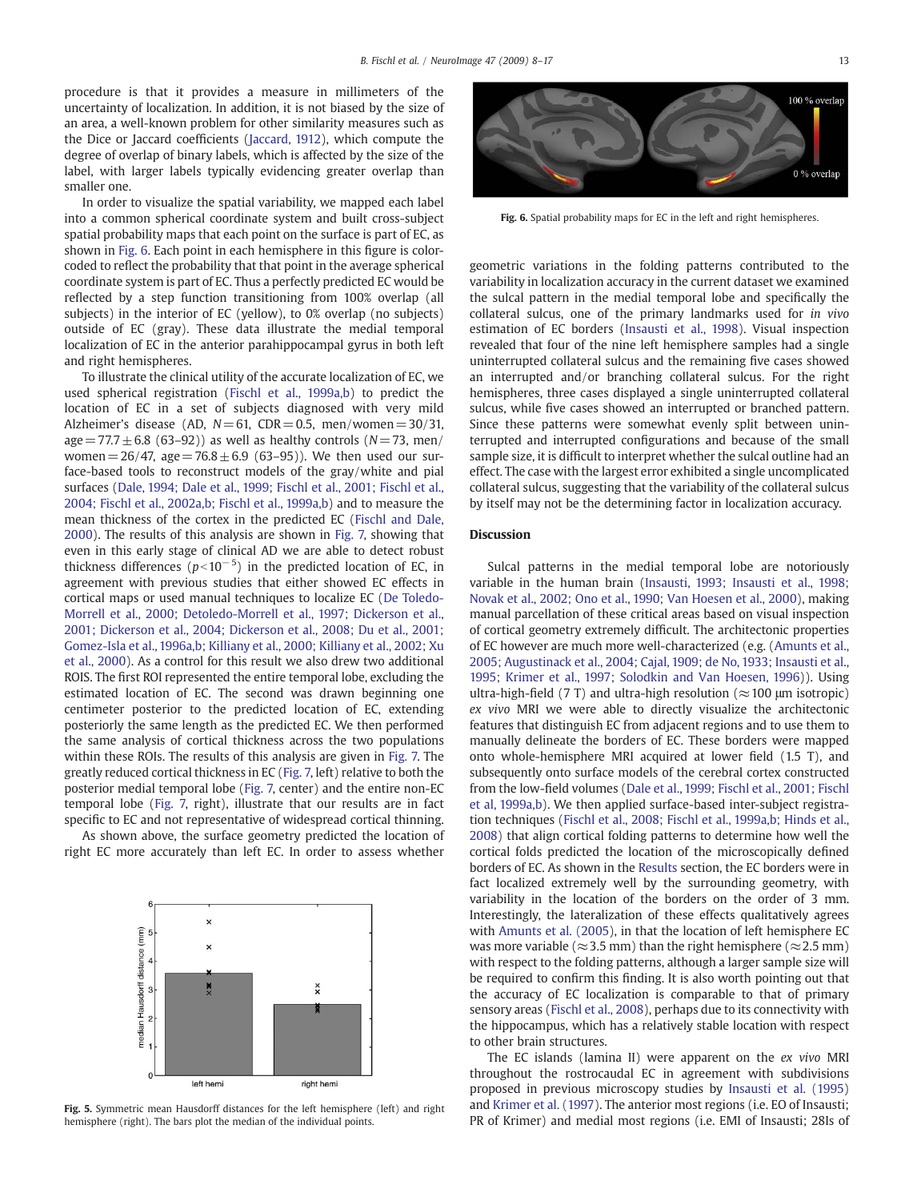procedure is that it provides a measure in millimeters of the uncertainty of localization. In addition, it is not biased by the size of an area, a well-known problem for other similarity measures such as the Dice or Jaccard coefficients (Jaccard, 1912), which compute the degree of overlap of binary labels, which is affected by the size of the label, with larger labels typically evidencing greater overlap than smaller one.

In order to visualize the spatial variability, we mapped each label into a common spherical coordinate system and built cross-subject spatial probability maps that each point on the surface is part of EC, as shown in Fig. 6. Each point in each hemisphere in this figure is color-coded to reflect the probability that that point in the average spherical coordinate system is part of EC. Thus a perfectly predicted EC would be reflected by a step function transitioning from 100% overlap (all subjects) in the interior of EC (yellow), to 0% overlap (no subjects) outside of EC (gray). These data illustrate the medial temporal localization of EC in the anterior parahippocampal gyrus in both left and right hemispheres.

To illustrate the clinical utility of the accurate localization of EC, we used spherical registration (Fischl et al., 1999a,b) to predict the location of EC in a set of subjects diagnosed with very mild Alzheimer's disease (AD, $N=61$, CDR = 0.5, men/women = 30/31, age = 77.7 ± 6.8 (63–92)) as well as healthy controls ($N=73$, men/women = 26/47, age = 76.8 ± 6.9 (63–95)). We then used our surface-based tools to reconstruct models of the gray/white and pial surfaces (Dale, 1994; Dale et al., 1999; Fischl et al., 2001; Fischl et al., 2004; Fischl et al., 2002a,b; Fischl et al., 1999a,b) and to measure the mean thickness of the cortex in the predicted EC (Fischl and Dale, 2000). The results of this analysis are shown in Fig. 7, showing that even in this early stage of clinical AD we are able to detect robust thickness differences ($p < 10^{-5}$) in the predicted location of EC, in agreement with previous studies that either showed EC effects in cortical maps or used manual techniques to localize EC (De Toledo-Morrell et al., 2000; Detoledo-Morrell et al., 1997; Dickerson et al., 2001; Dickerson et al., 2004; Dickerson et al., 2008; Du et al., 2001; Gomez-Isla et al., 1996a,b; Killiany et al., 2000; Killiany et al., 2002; Xu et al., 2000). As a control for this result we also drew two additional ROIS. The first ROI represented the entire temporal lobe, excluding the estimated location of EC. The second was drawn beginning one centimeter posterior to the predicted location of EC, extending posteriorly the same length as the predicted EC. We then performed the same analysis of cortical thickness across the two populations within these ROIs. The results of this analysis are given in Fig. 7. The greatly reduced cortical thickness in EC (Fig. 7, left) relative to both the posterior medial temporal lobe (Fig. 7, center) and the entire non-EC temporal lobe (Fig. 7, right), illustrate that our results are in fact specific to EC and not representative of widespread cortical thinning.

As shown above, the surface geometry predicted the location of right EC more accurately than left EC. In order to assess whether geometric variations in the folding patterns contributed to the variability in localization accuracy in the current dataset we examined the sulcal pattern in the medial temporal lobe and specifically the collateral sulcus, one of the primary landmarks used for *in vivo* estimation of EC borders (Insausti et al., 1998). Visual inspection revealed that four of the nine left hemisphere samples had a single uninterrupted collateral sulcus and the remaining five cases showed an interrupted and/or branching collateral sulcus. For the right hemispheres, three cases displayed a single uninterrupted collateral sulcus, while five cases showed an interrupted or branched pattern. Since these patterns were somewhat evenly split between uninterrupted and interrupted configurations and because of the small sample size, it is difficult to interpret whether the sulcal outline had an effect. The case with the largest error exhibited a single uncomplicated collateral sulcus, suggesting that the variability of the collateral sulcus by itself may not be the determining factor in localization accuracy.

Fig. 5. Symmetric mean Hausdorff distances for the left hemisphere (left) and right hemisphere (right). The bars plot the median of the individual points.

Fig. 6. Spatial probability maps for EC in the left and right hemispheres.

## Discussion

Sulcal patterns in the medial temporal lobe are notoriously variable in the human brain (Insausti, 1993; Insausti et al., 1998; Novak et al., 2002; Ono et al., 1990; Van Hoesen et al., 2000), making manual parcellation of these cortical areas based on visual inspection of cortical geometry extremely difficult. The architectonic properties of EC however are much more well-characterized (e.g. (Amunts et al., 2005; Augustinack et al., 2004; Cajal, 1909; de No, 1933; Insausti et al., 1995; Krimer et al., 1997; Solodkin and Van Hoesen, 1996)). Using ultra-high-field (7 T) and ultra-high resolution (≈100 μm isotropic) *ex vivo* MRI we were able to directly visualize the architectonic features that distinguish EC from adjacent regions and to use them to manually delineate the borders of EC. These borders were mapped onto whole-hemisphere MRI acquired at lower field (1.5 T), and subsequently onto surface models of the cerebral cortex constructed from the low-field volumes (Dale et al., 1999; Fischl et al., 2001; Fischl et al, 1999a,b). We then applied surface-based inter-subject registration techniques (Fischl et al., 2008; Fischl et al., 1999a,b; Hinds et al., 2008) that align cortical folding patterns to determine how well the cortical folds predicted the location of the microscopically defined borders of EC. As shown in the Results section, the EC borders were in fact localized extremely well by the surrounding geometry, with variability in the location of the borders on the order of 3 mm. Interestingly, the lateralization of these effects qualitatively agrees with Amunts et al. (2005), in that the location of left hemisphere EC was more variable (≈3.5 mm) than the right hemisphere (≈2.5 mm) with respect to the folding patterns, although a larger sample size will be required to confirm this finding. It is also worth pointing out that the accuracy of EC localization is comparable to that of primary sensory areas (Fischl et al., 2008), perhaps due to its connectivity with the hippocampus, which has a relatively stable location with respect to other brain structures.

The EC islands (lamina II) were apparent on the *ex vivo* MRI throughout the rostrocaudal EC in agreement with subdivisions proposed in previous microscopy studies by Insausti et al. (1995) and Krimer et al. (1997). The anterior most regions (i.e. EO of Insausti; PR of Krimer) and medial most regions (i.e. EMI of Insausti; 28Is of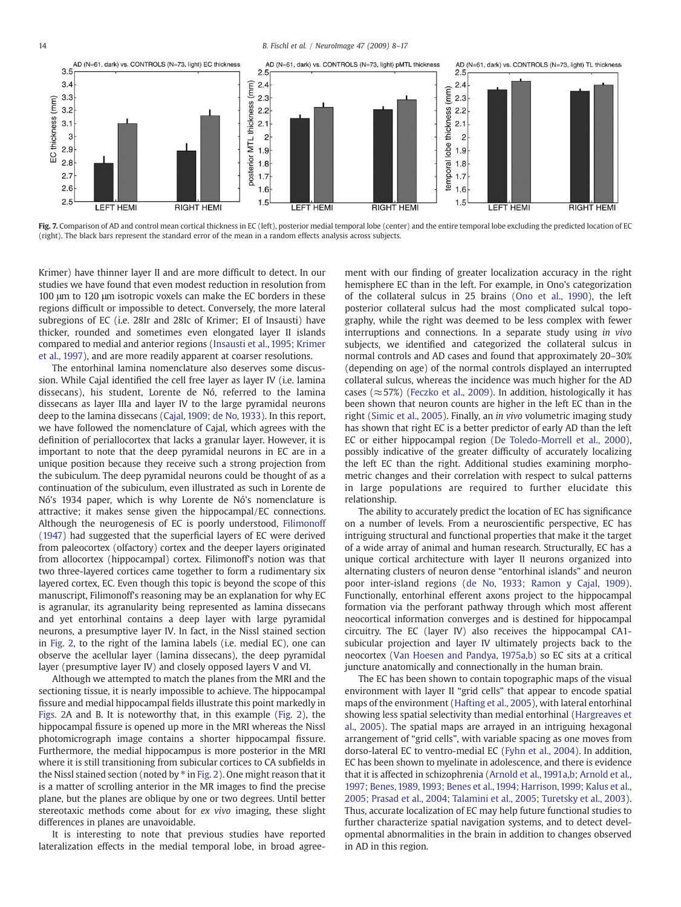Fig. 7. Comparison of AD and control mean cortical thickness in EC (left), posterior medial temporal lobe (center) and the entire temporal lobe excluding the predicted location of EC (right). The black bars represent the standard error of the mean in a random effects analysis across subjects.

Krimer) have thinner layer II and are more difficult to detect. In our studies we have found that even modest reduction in resolution from 100 μm to 120 μm isotropic voxels can make the EC borders in these regions difficult or impossible to detect. Conversely, the more lateral subregions of EC (i.e. 28Ir and 28Ic of Krimer; EI of Insausti) have thicker, rounded and sometimes even elongated layer II islands compared to medial and anterior regions (Insausti et al., 1995; Krimer et al., 1997), and are more readily apparent at coarser resolutions.

The entorhinal lamina nomenclature also deserves some discussion. While Cajal identified the cell free layer as layer IV (i.e. lamina dissecans), his student, Lorente de Nó, referred to the lamina dissecans as layer IIIa and layer IV to the large pyramidal neurons deep to the lamina dissecans (Cajal, 1909; de No, 1933). In this report, we have followed the nomenclature of Cajal, which agrees with the definition of periallocortex that lacks a granular layer. However, it is important to note that the deep pyramidal neurons in EC are in a unique position because they receive such a strong projection from the subiculum. The deep pyramidal neurons could be thought of as a continuation of the subiculum, even illustrated as such in Lorente de Nó's 1934 paper, which is why Lorente de Nó's nomenclature is attractive; it makes sense given the hippocampal/EC connections. Although the neurogenesis of EC is poorly understood, Filimonoff (1947) had suggested that the superficial layers of EC were derived from paleocortex (olfactory) cortex and the deeper layers originated from allocortex (hippocampal) cortex. Filimonoff's notion was that two three-layered cortices came together to form a rudimentary six layered cortex, EC. Even though this topic is beyond the scope of this manuscript, Filimonoff's reasoning may be an explanation for why EC is agranular, its agranularity being represented as lamina dissecans and yet entorhinal contains a deep layer with large pyramidal neurons, a presumptive layer IV. In fact, in the Nissl stained section in Fig. 2, to the right of the lamina labels (i.e. medial EC), one can observe the acellular layer (lamina dissecans), the deep pyramidal layer (presumptive layer IV) and closely opposed layers V and VI.

Although we attempted to match the planes from the MRI and the sectioning tissue, it is nearly impossible to achieve. The hippocampal fissure and medial hippocampal fields illustrate this point markedly in Figs. 2A and B. It is noteworthy that, in this example (Fig. 2), the hippocampal fissure is opened up more in the MRI whereas the Nissl photomicrograph image contains a shorter hippocampal fissure. Furthermore, the medial hippocampus is more posterior in the MRI where it is still transitioning from subicular cortices to CA subfields in the Nissl stained section (noted by * in Fig. 2). One might reason that it is a matter of scrolling anterior in the MR images to find the precise plane, but the planes are oblique by one or two degrees. Until better stereotaxic methods come about for *ex vivo* imaging, these slight differences in planes are unavoidable.

It is interesting to note that previous studies have reported lateralization effects in the medial temporal lobe, in broad agreement with our finding of greater localization accuracy in the right hemisphere EC than in the left. For example, in Ono's categorization of the collateral sulcus in 25 brains (Ono et al., 1990), the left posterior collateral sulcus had the most complicated sulcal topography, while the right was deemed to be less complex with fewer interruptions and connections. In a separate study using *in vivo* subjects, we identified and categorized the collateral sulcus in normal controls and AD cases and found that approximately 20–30% (depending on age) of the normal controls displayed an interrupted collateral sulcus, whereas the incidence was much higher for the AD cases (≈57%) (Feczko et al., 2009). In addition, histologically it has been shown that neuron counts are higher in the left EC than in the right (Simic et al., 2005). Finally, an *in vivo* volumetric imaging study has shown that right EC is a better predictor of early AD than the left EC or either hippocampal region (De Toledo-Morrell et al., 2000), possibly indicative of the greater difficulty of accurately localizing the left EC than the right. Additional studies examining morphometric changes and their correlation with respect to sulcal patterns in large populations are required to further elucidate this relationship.

The ability to accurately predict the location of EC has significance on a number of levels. From a neuroscientific perspective, EC has intriguing structural and functional properties that make it the target of a wide array of animal and human research. Structurally, EC has a unique cortical architecture with layer II neurons organized into alternating clusters of neuron dense "entorhinal islands" and neuron poor inter-island regions (de No, 1933; Ramon y Cajal, 1909). Functionally, entorhinal efferent axons project to the hippocampal formation via the perforant pathway through which most afferent neocortical information converges and is destined for hippocampal circuitry. The EC (layer IV) also receives the hippocampal CA1-subicular projection and layer IV ultimately projects back to the neocortex (Van Hoesen and Pandya, 1975a,b) so EC sits at a critical juncture anatomically and connectionally in the human brain.

The EC has been shown to contain topographic maps of the visual environment with layer II "grid cells" that appear to encode spatial maps of the environment (Hafting et al., 2005), with lateral entorhinal showing less spatial selectivity than medial entorhinal (Hargreaves et al., 2005). The spatial maps are arrayed in an intriguing hexagonal arrangement of "grid cells", with variable spacing as one moves from dorso-lateral EC to ventro-medial EC (Fyhn et al., 2004). In addition, EC has been shown to myelinate in adolescence, and there is evidence that it is affected in schizophrenia (Arnold et al., 1991a,b; Arnold et al., 1997; Benes, 1989, 1993; Benes et al., 1994; Harrison, 1999; Kalus et al., 2005; Prasad et al., 2004; Talamini et al., 2005; Turetsky et al., 2003). Thus, accurate localization of EC may help future functional studies to further characterize spatial navigation systems, and to detect developmental abnormalities in the brain in addition to changes observed in AD in this region.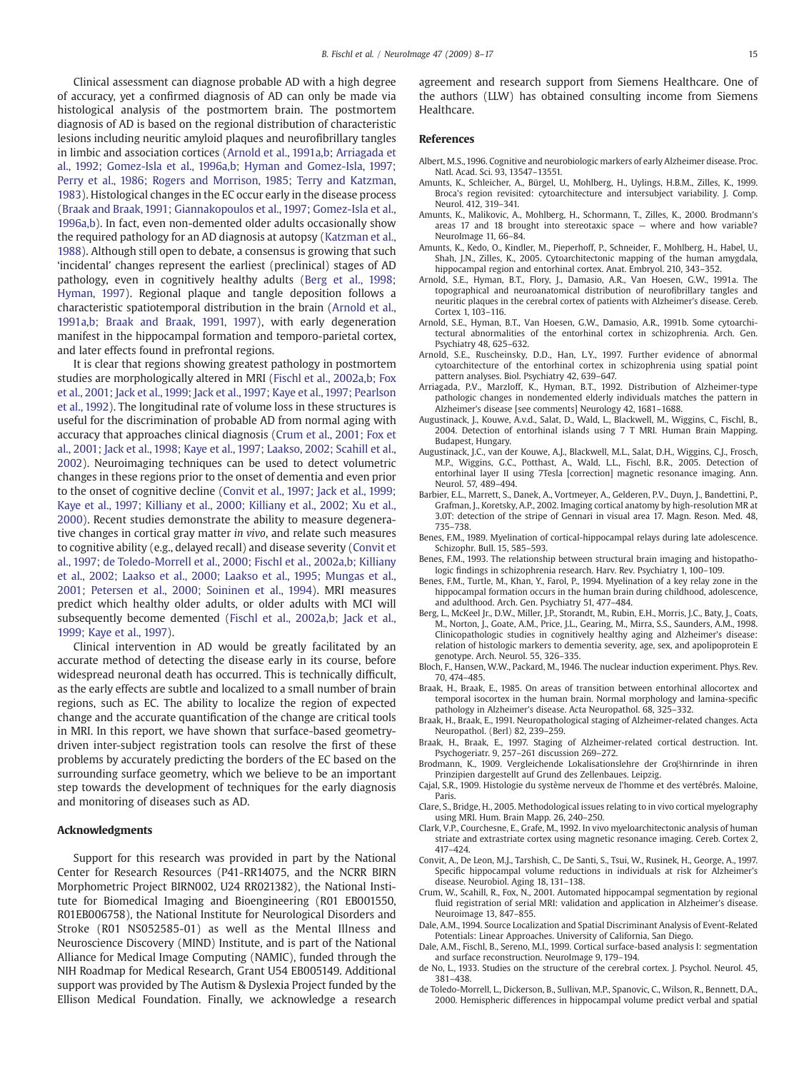Clinical assessment can diagnose probable AD with a high degree of accuracy, yet a confirmed diagnosis of AD can only be made via histological analysis of the postmortem brain. The postmortem diagnosis of AD is based on the regional distribution of characteristic lesions including neuritic amyloid plaques and neurofibrillary tangles in limbic and association cortices (Arnold et al., 1991a,b; Arriagada et al., 1992; Gomez-Isla et al., 1996a,b; Hyman and Gomez-Isla, 1997; Perry et al., 1986; Rogers and Morrison, 1985; Terry and Katzman, 1983). Histological changes in the EC occur early in the disease process (Braak and Braak, 1991; Giannakopoulos et al., 1997; Gomez-Isla et al., 1996a,b). In fact, even non-demented older adults occasionally show the required pathology for an AD diagnosis at autopsy (Katzman et al., 1988). Although still open to debate, a consensus is growing that such 'incidental' changes represent the earliest (preclinical) stages of AD pathology, even in cognitively healthy adults (Berg et al., 1998; Hyman, 1997). Regional plaque and tangle deposition follows a characteristic spatiotemporal distribution in the brain (Arnold et al., 1991a,b; Braak and Braak, 1991, 1997), with early degeneration manifest in the hippocampal formation and temporo-parietal cortex, and later effects found in prefrontal regions.

It is clear that regions showing greatest pathology in postmortem studies are morphologically altered in MRI (Fischl et al., 2002a,b; Fox et al., 2001; Jack et al., 1999; Jack et al., 1997; Kaye et al., 1997; Pearlson et al., 1992). The longitudinal rate of volume loss in these structures is useful for the discrimination of probable AD from normal aging with accuracy that approaches clinical diagnosis (Crum et al., 2001; Fox et al., 2001; Jack et al., 1998; Kaye et al., 1997; Laakso, 2002; Scahill et al., 2002). Neuroimaging techniques can be used to detect volumetric changes in these regions prior to the onset of dementia and even prior to the onset of cognitive decline (Convit et al., 1997; Jack et al., 1999; Kaye et al., 1997; Killiany et al., 2000; Killiany et al., 2002; Xu et al., 2000). Recent studies demonstrate the ability to measure degenerative changes in cortical gray matter *in vivo*, and relate such measures to cognitive ability (e.g., delayed recall) and disease severity (Convit et al., 1997; de Toledo-Morrell et al., 2000; Fischl et al., 2002a,b; Killiany et al., 2002; Laakso et al., 2000; Laakso et al., 1995; Mungas et al., 2001; Petersen et al., 2000; Soininen et al., 1994). MRI measures predict which healthy older adults, or older adults with MCI will subsequently become demented (Fischl et al., 2002a,b; Jack et al., 1999; Kaye et al., 1997).

Clinical intervention in AD would be greatly facilitated by an accurate method of detecting the disease early in its course, before widespread neuronal death has occurred. This is technically difficult, as the early effects are subtle and localized to a small number of brain regions, such as EC. The ability to localize the region of expected change and the accurate quantification of the change are critical tools in MRI. In this report, we have shown that surface-based geometry-driven inter-subject registration tools can resolve the first of these problems by accurately predicting the borders of the EC based on the surrounding surface geometry, which we believe to be an important step towards the development of techniques for the early diagnosis and monitoring of diseases such as AD.

## Acknowledgments

Support for this research was provided in part by the National Center for Research Resources (P41-RR14075, and the NCRR BIRN Morphometric Project BIRN002, U24 RR021382), the National Institute for Biomedical Imaging and Bioengineering (R01 EB001550, R01EB006758), the National Institute for Neurological Disorders and Stroke (R01 NS052585-01) as well as the Mental Illness and Neuroscience Discovery (MIND) Institute, and is part of the National Alliance for Medical Image Computing (NAMIC), funded through the NIH Roadmap for Medical Research, Grant U54 EB005149. Additional support was provided by The Autism & Dyslexia Project funded by the Ellison Medical Foundation. Finally, we acknowledge a research agreement and research support from Siemens Healthcare. One of the authors (LLW) has obtained consulting income from Siemens Healthcare.

## References

Albert, M.S., 1996. Cognitive and neurobiologic markers of early Alzheimer disease. Proc. Natl. Acad. Sci. 93, 13547–13551.

Amunts, K., Schleicher, A., Bürgel, U., Mohlberg, H., Uylings, H.B.M., Zilles, K., 1999. Broca's region revisited: cytoarchitecture and intersubject variability. J. Comp. Neurol. 412, 319–341.

Amunts, K., Malikovic, A., Mohlberg, H., Schormann, T., Zilles, K., 2000. Brodmann's areas 17 and 18 brought into stereotaxic space — where and how variable? NeuroImage 11, 66–84.

Amunts, K., Kedo, O., Kindler, M., Pieperhoff, P., Schneider, F., Mohlberg, H., Habel, U., Shah, J.N., Zilles, K., 2005. Cytoarchitectonic mapping of the human amygdala, hippocampal region and entorhinal cortex. Anat. Embryol. 210, 343–352.

Arnold, S.E., Hyman, B.T., Flory, J., Damasio, A.R., Van Hoesen, G.W., 1991a. The topographical and neuroanatomical distribution of neurofibrillary tangles and neuritic plaques in the cerebral cortex of patients with Alzheimer's disease. Cereb. Cortex 1, 103–116.

Arnold, S.E., Hyman, B.T., Van Hoesen, G.W., Damasio, A.R., 1991b. Some cytoarchitectural abnormalities of the entorhinal cortex in schizophrenia. Arch. Gen. Psychiatry 48, 625–632.

Arnold, S.E., Ruscheinsky, D.D., Han, L.Y., 1997. Further evidence of abnormal cytoarchitecture of the entorhinal cortex in schizophrenia using spatial point pattern analyses. Biol. Psychiatry 42, 639–647.

Arriagada, P.V., Marzloff, K., Hyman, B.T., 1992. Distribution of Alzheimer-type pathologic changes in nondemented elderly individuals matches the pattern in Alzheimer's disease [see comments] Neurology 42, 1681–1688.

Augustinack, J., Kouwe, A.v.d., Salat, D., Wald, L., Blackwell, M., Wiggins, C., Fischl, B., 2004. Detection of entorhinal islands using 7 T MRI. Human Brain Mapping. Budapest, Hungary.

Augustinack, J.C., van der Kouwe, A.J., Blackwell, M.L., Salat, D.H., Wiggins, C.J., Frosch, M.P., Wiggins, G.C., Potthast, A., Wald, L.L., Fischl, B.R., 2005. Detection of entorhinal layer II using 7Tesla [correction] magnetic resonance imaging. Ann. Neurol. 57, 489–494.

Barbier, E.L., Marrett, S., Danek, A., Vortmeyer, A., Gelderen, P.V., Duyn, J., Bandettini, P., Grafman, J., Koretsky, A.P., 2002. Imaging cortical anatomy by high-resolution MR at 3.0T: detection of the stripe of Gennari in visual area 17. Magn. Reson. Med. 48, 735–738.

Benes, F.M., 1989. Myelination of cortical-hippocampal relays during late adolescence. Schizophr. Bull. 15, 585–593.

Benes, F.M., 1993. The relationship between structural brain imaging and histopathologic findings in schizophrenia research. Harv. Rev. Psychiatry 1, 100–109.

Benes, F.M., Turtle, M., Khan, Y., Farol, P., 1994. Myelination of a key relay zone in the hippocampal formation occurs in the human brain during childhood, adolescence, and adulthood. Arch. Gen. Psychiatry 51, 477–484.

Berg, L., McKeel Jr., D.W., Miller, J.P., Storandt, M., Rubin, E.H., Morris, J.C., Baty, J., Coats, M., Norton, J., Goate, A.M., Price, J.L., Gearing, M., Mirra, S.S., Saunders, A.M., 1998. Clinicopathologic studies in cognitively healthy aging and Alzheimer's disease: relation of histologic markers to dementia severity, age, sex, and apolipoprotein E genotype. Arch. Neurol. 55, 326–335.

Bloch, F., Hansen, W.W., Packard, M., 1946. The nuclear induction experiment. Phys. Rev. 70, 474–485.

Braak, H., Braak, E., 1985. On areas of transition between entorhinal allocortex and temporal isocortex in the human brain. Normal morphology and lamina-specific pathology in Alzheimer's disease. Acta Neuropathol. 68, 325–332.

Braak, H., Braak, E., 1991. Neuropathological staging of Alzheimer-related changes. Acta Neuropathol. (Berl) 82, 239–259.

Braak, H., Braak, E., 1997. Staging of Alzheimer-related cortical destruction. Int. Psychogeriatr. 9, 257–261 discussion 269–272.

Brodmann, K., 1909. Vergleichende Lokalisationslehre der Großhirnrinde in ihren Prinzipien dargestellt auf Grund des Zellenbaues. Leipzig.

Cajal, S.R., 1909. Histologie du système nerveux de l'homme et des vertébrés. Maloine, Paris.

Clare, S., Bridge, H., 2005. Methodological issues relating to in vivo cortical myelography using MRI. Hum. Brain Mapp. 26, 240–250.

Clark, V.P., Courchesne, E., Grafe, M., 1992. In vivo myeloarchitectonic analysis of human striate and extrastriate cortex using magnetic resonance imaging. Cereb. Cortex 2, 417–424.

Convit, A., De Leon, M.J., Tarshish, C., De Santi, S., Tsui, W., Rusinek, H., George, A., 1997. Specific hippocampal volume reductions in individuals at risk for Alzheimer's disease. Neurobiol. Aging 18, 131–138.

Crum, W., Scahill, R., Fox, N., 2001. Automated hippocampal segmentation by regional fluid registration of serial MRI: validation and application in Alzheimer's disease. Neuroimage 13, 847–855.

Dale, A.M., 1994. Source Localization and Spatial Discriminant Analysis of Event-Related Potentials: Linear Approaches. University of California, San Diego.

Dale, A.M., Fischl, B., Sereno, M.I., 1999. Cortical surface-based analysis I: segmentation and surface reconstruction. NeuroImage 9, 179–194.

de No, L., 1933. Studies on the structure of the cerebral cortex. J. Psychol. Neurol. 45, 381–438.

de Toledo-Morrell, L., Dickerson, B., Sullivan, M.P., Spanovic, C., Wilson, R., Bennett, D.A., 2000. Hemispheric differences in hippocampal volume predict verbal and spatial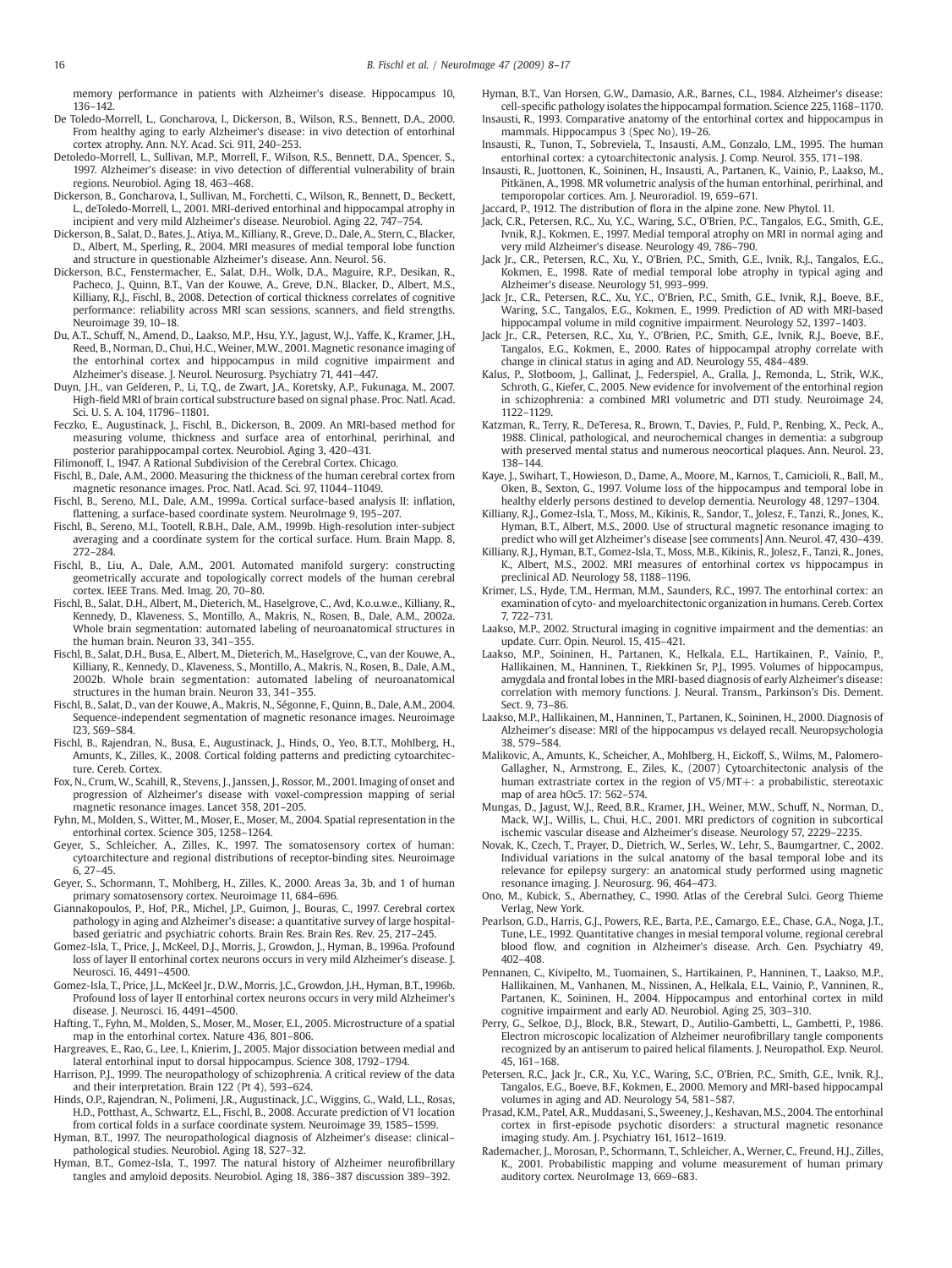memory performance in patients with Alzheimer's disease. Hippocampus 10, 136–142.

De Toledo-Morrell, L., Goncharova, I., Dickerson, B., Wilson, R.S., Bennett, D.A., 2000. From healthy aging to early Alzheimer's disease: in vivo detection of entorhinal cortex atrophy. Ann. N.Y. Acad. Sci. 911, 240–253.

Detoledo-Morrell, L., Sullivan, M.P., Morrell, F., Wilson, R.S., Bennett, D.A., Spencer, S., 1997. Alzheimer's disease: in vivo detection of differential vulnerability of brain regions. Neurobiol. Aging 18, 463–468.

Dickerson, B., Goncharova, I., Sullivan, M., Forchetti, C., Wilson, R., Bennett, D., Beckett, L., deToledo-Morrell, L., 2001. MRI-derived entorhinal and hippocampal atrophy in incipient and very mild Alzheimer's disease. Neurobiol. Aging 22, 747–754.

Dickerson, B., Salat, D., Bates, J., Atiya, M., Killiany, R., Greve, D., Dale, A., Stern, C., Blacker, D., Albert, M., Sperling, R., 2004. MRI measures of medial temporal lobe function and structure in questionable Alzheimer's disease. Ann. Neurol. 56.

Dickerson, B.C., Fenstermacher, E., Salat, D.H., Wolk, D.A., Maguire, R.P., Desikan, R., Pacheco, J., Quinn, B.T., Van der Kouwe, A., Greve, D.N., Blacker, D., Albert, M.S., Killiany, R.J., Fischl, B., 2008. Detection of cortical thickness correlates of cognitive performance: reliability across MRI scan sessions, scanners, and field strengths. Neuroimage 39, 10–18.

Du, A.T., Schuff, N., Amend, D., Laakso, M.P., Hsu, Y.Y., Jagust, W.J., Yaffe, K., Kramer, J.H., Reed, B., Norman, D., Chui, H.C., Weiner, M.W., 2001. Magnetic resonance imaging of the entorhinal cortex and hippocampus in mild cognitive impairment and Alzheimer's disease. J. Neurol. Neurosurg. Psychiatry 71, 441–447.

Duyn, J.H., van Gelderen, P., Li, T.Q., de Zwart, J.A., Koretsky, A.P., Fukunaga, M., 2007. High-field MRI of brain cortical substructure based on signal phase. Proc. Natl. Acad. Sci. U. S. A. 104, 11796–11801.

Feczko, E., Augustinack, J., Fischl, B., Dickerson, B., 2009. An MRI-based method for measuring volume, thickness and surface area of entorhinal, perirhinal, and posterior parahippocampal cortex. Neurobiol. Aging 3, 420–431.

Filimonoff, I., 1947. A Rational Subdivision of the Cerebral Cortex. Chicago.

Fischl, B., Dale, A.M., 2000. Measuring the thickness of the human cerebral cortex from magnetic resonance images. Proc. Natl. Acad. Sci. 97, 11044–11049.

Fischl, B., Sereno, M.I., Dale, A.M., 1999a. Cortical surface-based analysis II: inflation, flattening, a surface-based coordinate system. NeuroImage 9, 195–207.

Fischl, B., Sereno, M.I., Tootell, R.B.H., Dale, A.M., 1999b. High-resolution inter-subject averaging and a coordinate system for the cortical surface. Hum. Brain Mapp. 8, 272–284.

Fischl, B., Liu, A., Dale, A.M., 2001. Automated manifold surgery: constructing geometrically accurate and topologically correct models of the human cerebral cortex. IEEE Trans. Med. Imag. 20, 70–80.

Fischl, B., Salat, D.H., Albert, M., Dieterich, M., Haselgrove, C., Avd, K.o.u.w.e., Killiany, R., Kennedy, D., Klaveness, S., Montillo, A., Makris, N., Rosen, B., Dale, A.M., 2002a. Whole brain segmentation: automated labeling of neuroanatomical structures in the human brain. Neuron 33, 341–355.

Fischl, B., Salat, D.H., Busa, E., Albert, M., Dieterich, M., Haselgrove, C., van der Kouwe, A., Killiany, R., Kennedy, D., Klaveness, S., Montillo, A., Makris, N., Rosen, B., Dale, A.M., 2002b. Whole brain segmentation: automated labeling of neuroanatomical structures in the human brain. Neuron 33, 341–355.

Fischl, B., Salat, D., van der Kouwe, A., Makris, N., Ségonne, F., Quinn, B., Dale, A.M., 2004. Sequence-independent segmentation of magnetic resonance images. Neuroimage I23, S69–S84.

Fischl, B., Rajendran, N., Busa, E., Augustinack, J., Hinds, O., Yeo, B.T.T., Mohlberg, H., Amunts, K., Zilles, K., 2008. Cortical folding patterns and predicting cytoarchitecture. Cereb. Cortex.

Fox, N., Crum, W., Scahill, R., Stevens, J., Janssen, J., Rossor, M., 2001. Imaging of onset and progression of Alzheimer's disease with voxel-compression mapping of serial magnetic resonance images. Lancet 358, 201–205.

Fyhn, M., Molden, S., Witter, M., Moser, E., Moser, M., 2004. Spatial representation in the entorhinal cortex. Science 305, 1258–1264.

Geyer, S., Schleicher, A., Zilles, K., 1997. The somatosensory cortex of human: cytoarchitecture and regional distributions of receptor-binding sites. Neuroimage 6, 27–45.

Geyer, S., Schormann, T., Mohlberg, H., Zilles, K., 2000. Areas 3a, 3b, and 1 of human primary somatosensory cortex. Neuroimage 11, 684–696.

Giannakopoulos, P., Hof, P.R., Michel, J.P., Guimon, J., Bouras, C., 1997. Cerebral cortex pathology in aging and Alzheimer's disease: a quantitative survey of large hospital-based geriatric and psychiatric cohorts. Brain Res. Brain Res. Rev. 25, 217–245.

Gomez-Isla, T., Price, J., McKeel, D.J., Morris, J., Growdon, J., Hyman, B., 1996a. Profound loss of layer II entorhinal cortex neurons occurs in very mild Alzheimer's disease. J. Neurosci. 16, 4491–4500.

Gomez-Isla, T., Price, J.L., McKeel Jr., D.W., Morris, J.C., Growdon, J.H., Hyman, B.T., 1996b. Profound loss of layer II entorhinal cortex neurons occurs in very mild Alzheimer's disease. J. Neurosci. 16, 4491–4500.

Hafting, T., Fyhn, M., Molden, S., Moser, M., Moser, E.I., 2005. Microstructure of a spatial map in the entorhinal cortex. Nature 436, 801–806.

Hargreaves, E., Rao, G., Lee, I., Knierim, J., 2005. Major dissociation between medial and lateral entorhinal input to dorsal hippocampus. Science 308, 1792–1794.

Harrison, P.J., 1999. The neuropathology of schizophrenia. A critical review of the data and their interpretation. Brain 122 (Pt 4), 593–624.

Hinds, O.P., Rajendran, N., Polimeni, J.R., Augustinack, J.C., Wiggins, G., Wald, L.L., Rosas, H.D., Potthast, A., Schwartz, E.L., Fischl, B., 2008. Accurate prediction of V1 location from cortical folds in a surface coordinate system. Neuroimage 39, 1585–1599.

Hyman, B.T., 1997. The neuropathological diagnosis of Alzheimer's disease: clinical–pathological studies. Neurobiol. Aging 18, S27–32.

Hyman, B.T., Gomez-Isla, T., 1997. The natural history of Alzheimer neurofibrillary tangles and amyloid deposits. Neurobiol. Aging 18, 386–387 discussion 389–392.

Hyman, B.T., Van Horsen, G.W., Damasio, A.R., Barnes, C.L., 1984. Alzheimer's disease: cell-specific pathology isolates the hippocampal formation. Science 225, 1168–1170.

Insausti, R., 1993. Comparative anatomy of the entorhinal cortex and hippocampus in mammals. Hippocampus 3 (Spec No), 19–26.

Insausti, R., Tunon, T., Sobreviela, T., Insausti, A.M., Gonzalo, L.M., 1995. The human entorhinal cortex: a cytoarchitectonic analysis. J. Comp. Neurol. 355, 171–198.

Insausti, R., Juottonen, K., Soininen, H., Insausti, A., Partanen, K., Vainio, P., Laakso, M., Pitkänen, A., 1998. MR volumetric analysis of the human entorhinal, perirhinal, and temporopolar cortices. Am. J. Neuroradiol. 19, 659–671.

Jaccard, P., 1912. The distribution of flora in the alpine zone. New Phytol. 11.

Jack, C.R., Petersen, R.C., Xu, Y.C., Waring, S.C., O'Brien, P.C., Tangalos, E.G., Smith, G.E., Ivnik, R.J., Kokmen, E., 1997. Medial temporal atrophy on MRI in normal aging and very mild Alzheimer's disease. Neurology 49, 786–790.

Jack Jr., C.R., Petersen, R.C., Xu, Y., O'Brien, P.C., Smith, G.E., Ivnik, R.J., Tangalos, E.G., Kokmen, E., 1998. Rate of medial temporal lobe atrophy in typical aging and Alzheimer's disease. Neurology 51, 993–999.

Jack Jr., C.R., Petersen, R.C., Xu, Y.C., O'Brien, P.C., Smith, G.E., Ivnik, R.J., Boeve, B.F., Waring, S.C., Tangalos, E.G., Kokmen, E., 1999. Prediction of AD with MRI-based hippocampal volume in mild cognitive impairment. Neurology 52, 1397–1403.

Jack Jr., C.R., Petersen, R.C., Xu, Y., O'Brien, P.C., Smith, G.E., Ivnik, R.J., Boeve, B.F., Tangalos, E.G., Kokmen, E., 2000. Rates of hippocampal atrophy correlate with change in clinical status in aging and AD. Neurology 55, 484–489.

Kalus, P., Slotboom, J., Gallinat, J., Federspiel, A., Gralla, J., Remonda, L., Strik, W.K., Schroth, G., Kiefer, C., 2005. New evidence for involvement of the entorhinal region in schizophrenia: a combined MRI volumetric and DTI study. Neuroimage 24, 1122–1129.

Katzman, R., Terry, R., DeTeresa, R., Brown, T., Davies, P., Fuld, P., Renbing, X., Peck, A., 1988. Clinical, pathological, and neurochemical changes in dementia: a subgroup with preserved mental status and numerous neocortical plaques. Ann. Neurol. 23, 138–144.

Kaye, J., Swihart, T., Howieson, D., Dame, A., Moore, M., Karnos, T., Camicioli, R., Ball, M., Oken, B., Sexton, G., 1997. Volume loss of the hippocampus and temporal lobe in healthy elderly persons destined to develop dementia. Neurology 48, 1297–1304.

Killiany, R.J., Gomez-Isla, T., Moss, M., Kikinis, R., Sandor, T., Jolesz, F., Tanzi, R., Jones, K., Hyman, B.T., Albert, M.S., 2000. Use of structural magnetic resonance imaging to predict who will get Alzheimer's disease [see comments] Ann. Neurol. 47, 430–439.

Killiany, R.J., Hyman, B.T., Gomez-Isla, T., Moss, M.B., Kikinis, R., Jolesz, F., Tanzi, R., Jones, K., Albert, M.S., 2002. MRI measures of entorhinal cortex vs hippocampus in preclinical AD. Neurology 58, 1188–1196.

Krimer, L.S., Hyde, T.M., Herman, M.M., Saunders, R.C., 1997. The entorhinal cortex: an examination of cyto- and myeloarchitectonic organization in humans. Cereb. Cortex 7, 722–731.

Laakso, M.P., 2002. Structural imaging in cognitive impairment and the dementias: an update. Curr. Opin. Neurol. 15, 415–421.

Laakso, M.P., Soininen, H., Partanen, K., Helkala, E.L., Hartikainen, P., Vainio, P., Hallikainen, M., Hanninen, T., Riekkinen Sr, P.J., 1995. Volumes of hippocampus, amygdala and frontal lobes in the MRI-based diagnosis of early Alzheimer's disease: correlation with memory functions. J. Neural. Transm., Parkinson's Dis. Dement. Sect. 9, 73–86.

Laakso, M.P., Hallikainen, M., Hanninen, T., Partanen, K., Soininen, H., 2000. Diagnosis of Alzheimer's disease: MRI of the hippocampus vs delayed recall. Neuropsychologia 38, 579–584.

Malikovic, A., Amunts, K., Scheicher, A., Mohlberg, H., Eickoff, S., Wilms, M., Palomero-Gallagher, N., Armstrong, E., Ziles, K., (2007) Cytoarchitectonic analysis of the human extrastriate cortex in the region of V5/MT+: a probabilistic, stereotaxic map of area hOc5. 17: 562–574.

Mungas, D., Jagust, W.J., Reed, B.R., Kramer, J.H., Weiner, M.W., Schuff, N., Norman, D., Mack, W.J., Willis, L., Chui, H.C., 2001. MRI predictors of cognition in subcortical ischemic vascular disease and Alzheimer's disease. Neurology 57, 2229–2235.

Novak, K., Czech, T., Prayer, D., Dietrich, W., Serles, W., Lehr, S., Baumgartner, C., 2002. Individual variations in the sulcal anatomy of the basal temporal lobe and its relevance for epilepsy surgery: an anatomical study performed using magnetic resonance imaging. J. Neurosurg. 96, 464–473.

Ono, M., Kubick, S., Abernathey, C., 1990. Atlas of the Cerebral Sulci. Georg Thieme Verlag, New York.

Pearlson, G.D., Harris, G.J., Powers, R.E., Barta, P.E., Camargo, E.E., Chase, G.A., Noga, J.T., Tune, L.E., 1992. Quantitative changes in mesial temporal volume, regional cerebral blood flow, and cognition in Alzheimer's disease. Arch. Gen. Psychiatry 49, 402–408.

Pennanen, C., Kivipelto, M., Tuomainen, S., Hartikainen, P., Hanninen, T., Laakso, M.P., Hallikainen, M., Vanhanen, M., Nissinen, A., Helkala, E.L., Vainio, P., Vanninen, R., Partanen, K., Soininen, H., 2004. Hippocampus and entorhinal cortex in mild cognitive impairment and early AD. Neurobiol. Aging 25, 303–310.

Perry, G., Selkoe, D.J., Block, B.R., Stewart, D., Autilio-Gambetti, L., Gambetti, P., 1986. Electron microscopic localization of Alzheimer neurofibrillary tangle components recognized by an antiserum to paired helical filaments. J. Neuropathol. Exp. Neurol. 45, 161–168.

Petersen, R.C., Jack Jr., C.R., Xu, Y.C., Waring, S.C., O'Brien, P.C., Smith, G.E., Ivnik, R.J., Tangalos, E.G., Boeve, B.F., Kokmen, E., 2000. Memory and MRI-based hippocampal volumes in aging and AD. Neurology 54, 581–587.

Prasad, K.M., Patel, A.R., Muddasani, S., Sweeney, J., Keshavan, M.S., 2004. The entorhinal cortex in first-episode psychotic disorders: a structural magnetic resonance imaging study. Am. J. Psychiatry 161, 1612–1619.

Rademacher, J., Morosan, P., Schormann, T., Schleicher, A., Werner, C., Freund, H.J., Zilles, K., 2001. Probabilistic mapping and volume measurement of human primary auditory cortex. NeuroImage 13, 669–683.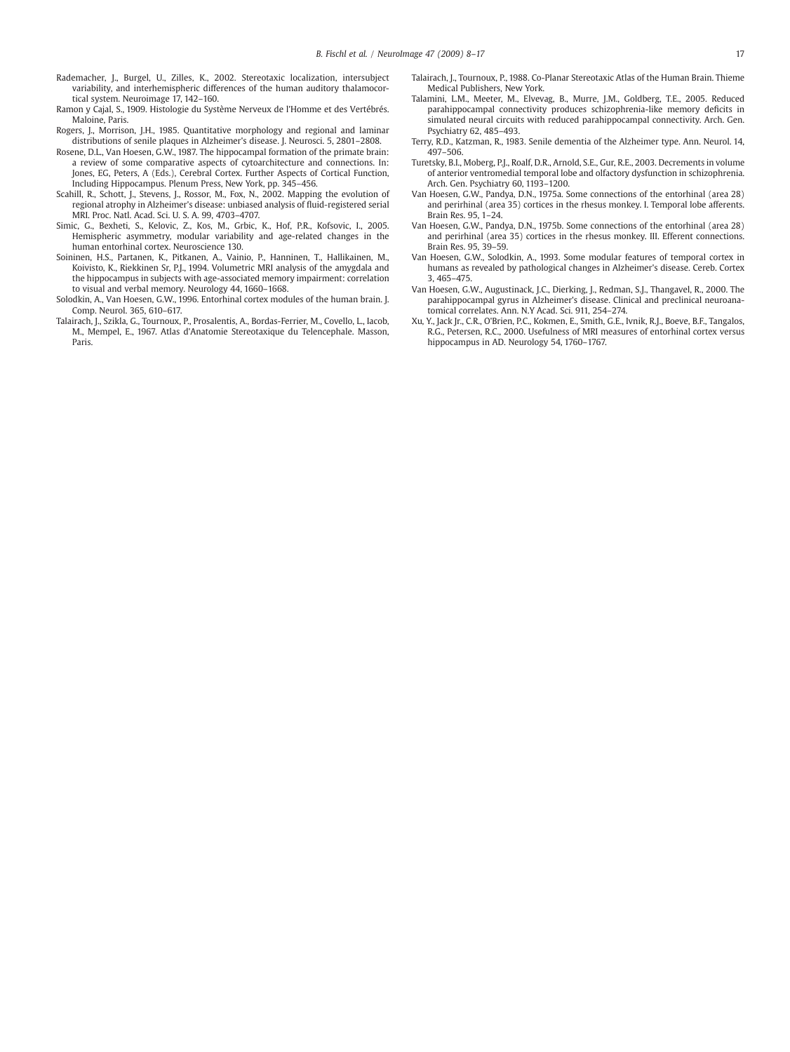Rademacher, J., Burgel, U., Zilles, K., 2002. Stereotaxic localization, intersubject variability, and interhemispheric differences of the human auditory thalamocortical system. Neuroimage 17, 142–160.

Ramon y Cajal, S., 1909. Histologie du Système Nerveux de l'Homme et des Vertébrés. Maloine, Paris.

Rogers, J., Morrison, J.H., 1985. Quantitative morphology and regional and laminar distributions of senile plaques in Alzheimer's disease. J. Neurosci. 5, 2801–2808.

Rosene, D.L., Van Hoesen, G.W., 1987. The hippocampal formation of the primate brain: a review of some comparative aspects of cytoarchitecture and connections. In: Jones, EG, Peters, A (Eds.), Cerebral Cortex. Further Aspects of Cortical Function, Including Hippocampus. Plenum Press, New York, pp. 345–456.

Scahill, R., Schott, J., Stevens, J., Rossor, M., Fox, N., 2002. Mapping the evolution of regional atrophy in Alzheimer's disease: unbiased analysis of fluid-registered serial MRI. Proc. Natl. Acad. Sci. U. S. A. 99, 4703–4707.

Simic, G., Bexheti, S., Kelovic, Z., Kos, M., Grbic, K., Hof, P.R., Kofsovic, I., 2005. Hemispheric asymmetry, modular variability and age-related changes in the human entorhinal cortex. Neuroscience 130.

Soininen, H.S., Partanen, K., Pitkanen, A., Vainio, P., Hanninen, T., Hallikainen, M., Koivisto, K., Riekkinen Sr, P.J., 1994. Volumetric MRI analysis of the amygdala and the hippocampus in subjects with age-associated memory impairment: correlation to visual and verbal memory. Neurology 44, 1660–1668.

Solodkin, A., Van Hoesen, G.W., 1996. Entorhinal cortex modules of the human brain. J. Comp. Neurol. 365, 610–617.

Talairach, J., Szikla, G., Tournoux, P., Prosalentis, A., Bordas-Ferrier, M., Covello, L., Iacob, M., Mempel, E., 1967. Atlas d'Anatomie Stereotaxique du Telencephale. Masson, Paris.

Talairach, J., Tournoux, P., 1988. Co-Planar Stereotaxic Atlas of the Human Brain. Thieme Medical Publishers, New York.

Talamini, L.M., Meeter, M., Elvevag, B., Murre, J.M., Goldberg, T.E., 2005. Reduced parahippocampal connectivity produces schizophrenia-like memory deficits in simulated neural circuits with reduced parahippocampal connectivity. Arch. Gen. Psychiatry 62, 485–493.

Terry, R.D., Katzman, R., 1983. Senile dementia of the Alzheimer type. Ann. Neurol. 14, 497–506.

Turetsky, B.I., Moberg, P.J., Roalf, D.R., Arnold, S.E., Gur, R.E., 2003. Decrements in volume of anterior ventromedial temporal lobe and olfactory dysfunction in schizophrenia. Arch. Gen. Psychiatry 60, 1193–1200.

Van Hoesen, G.W., Pandya, D.N., 1975a. Some connections of the entorhinal (area 28) and perirhinal (area 35) cortices in the rhesus monkey. I. Temporal lobe afferents. Brain Res. 95, 1–24.

Van Hoesen, G.W., Pandya, D.N., 1975b. Some connections of the entorhinal (area 28) and perirhinal (area 35) cortices in the rhesus monkey. III. Efferent connections. Brain Res. 95, 39–59.

Van Hoesen, G.W., Solodkin, A., 1993. Some modular features of temporal cortex in humans as revealed by pathological changes in Alzheimer's disease. Cereb. Cortex 3, 465–475.

Van Hoesen, G.W., Augustinack, J.C., Dierking, J., Redman, S.J., Thangavel, R., 2000. The parahippocampal gyrus in Alzheimer's disease. Clinical and preclinical neuroanatomical correlates. Ann. N.Y Acad. Sci. 911, 254–274.

Xu, Y., Jack Jr., C.R., O'Brien, P.C., Kokmen, E., Smith, G.E., Ivnik, R.J., Boeve, B.F., Tangalos, R.G., Petersen, R.C., 2000. Usefulness of MRI measures of entorhinal cortex versus hippocampus in AD. Neurology 54, 1760–1767.